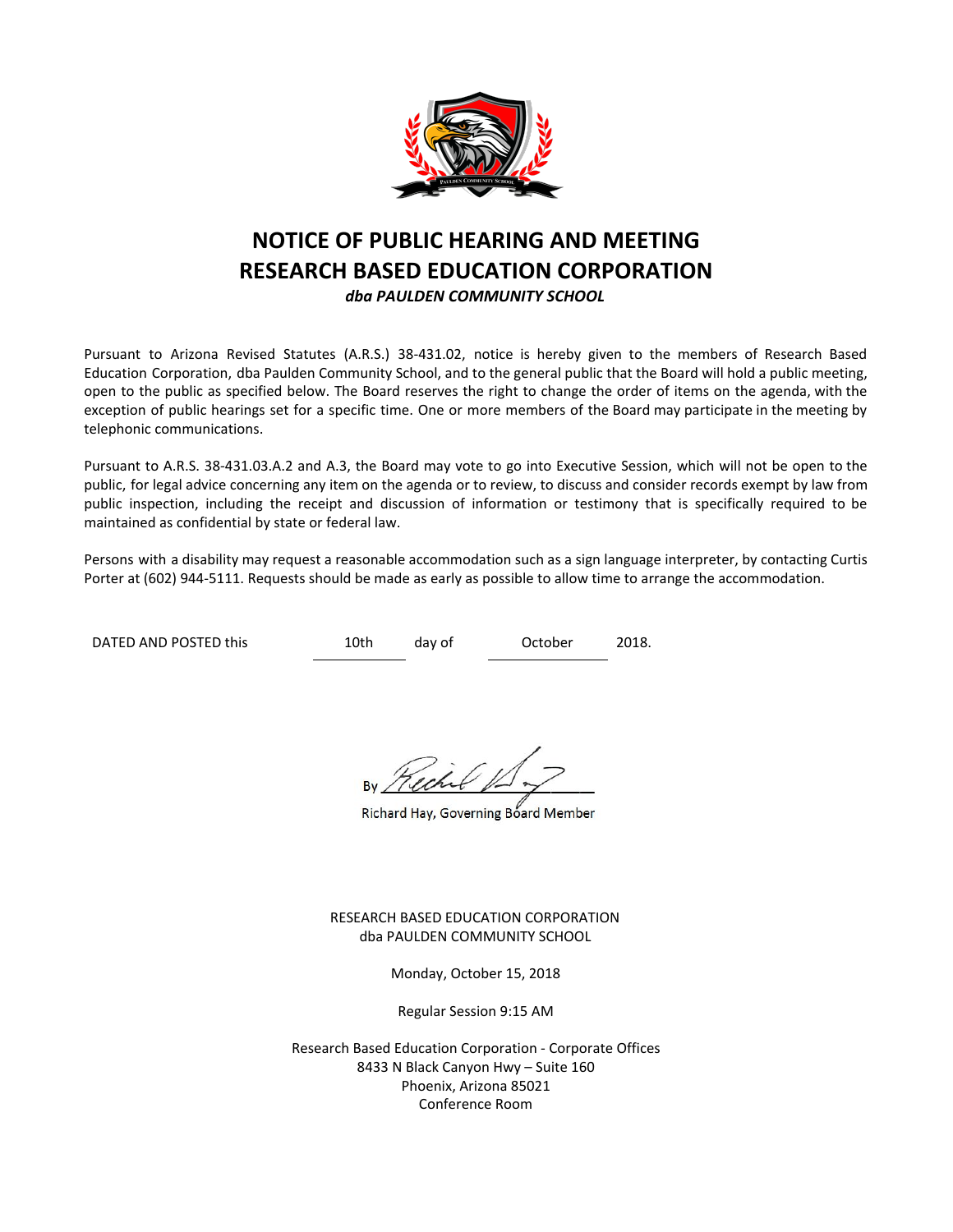# NOTICE OF PUBLIC HEARING AND MEETING
# RESEARCH BASED EDUCATION CORPORATION

***dba PAULDEN COMMUNITY SCHOOL***

Pursuant to Arizona Revised Statutes (A.R.S.) 38-431.02, notice is hereby given to the members of Research Based Education Corporation, dba Paulden Community School, and to the general public that the Board will hold a public meeting, open to the public as specified below. The Board reserves the right to change the order of items on the agenda, with the exception of public hearings set for a specific time. One or more members of the Board may participate in the meeting by telephonic communications.

Pursuant to A.R.S. 38-431.03.A.2 and A.3, the Board may vote to go into Executive Session, which will not be open to the public, for legal advice concerning any item on the agenda or to review, to discuss and consider records exempt by law from public inspection, including the receipt and discussion of information or testimony that is specifically required to be maintained as confidential by state or federal law.

Persons with a disability may request a reasonable accommodation such as a sign language interpreter, by contacting Curtis Porter at (602) 944-5111. Requests should be made as early as possible to allow time to arrange the accommodation.

DATED AND POSTED this 10th day of October 2018.

By _______________

Richard Hay, Governing Board Member

RESEARCH BASED EDUCATION CORPORATION
dba PAULDEN COMMUNITY SCHOOL

Monday, October 15, 2018

Regular Session 9:15 AM

Research Based Education Corporation - Corporate Offices
8433 N Black Canyon Hwy – Suite 160
Phoenix, Arizona 85021
Conference Room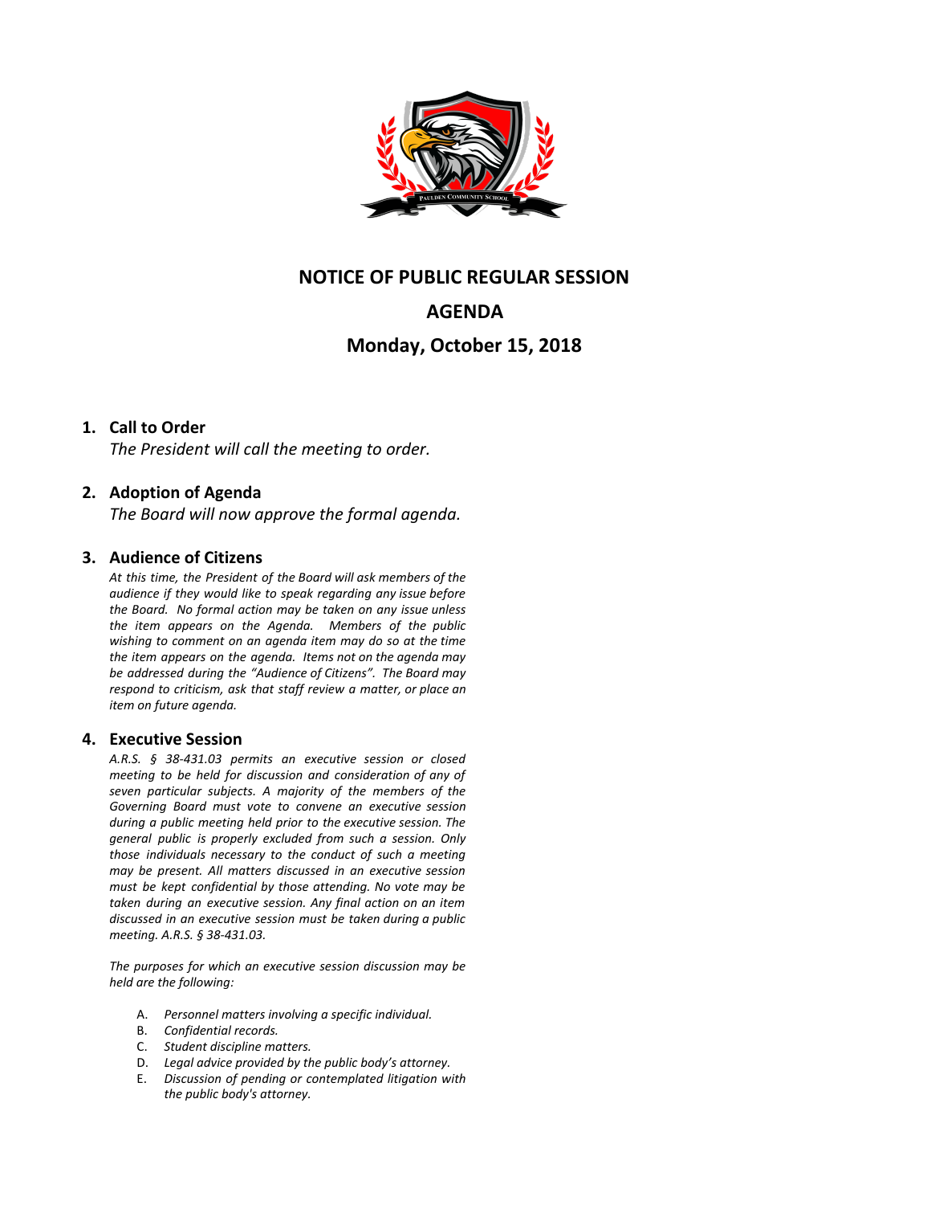# NOTICE OF PUBLIC REGULAR SESSION

# AGENDA

## Monday, October 15, 2018

1. **Call to Order**
   *The President will call the meeting to order.*

2. **Adoption of Agenda**
   *The Board will now approve the formal agenda.*

3. **Audience of Citizens**
   *At this time, the President of the Board will ask members of the audience if they would like to speak regarding any issue before the Board. No formal action may be taken on any issue unless the item appears on the Agenda. Members of the public wishing to comment on an agenda item may do so at the time the item appears on the agenda. Items not on the agenda may be addressed during the "Audience of Citizens". The Board may respond to criticism, ask that staff review a matter, or place an item on future agenda.*

4. **Executive Session**
   *A.R.S. § 38-431.03 permits an executive session or closed meeting to be held for discussion and consideration of any of seven particular subjects. A majority of the members of the Governing Board must vote to convene an executive session during a public meeting held prior to the executive session. The general public is properly excluded from such a session. Only those individuals necessary to the conduct of such a meeting may be present. All matters discussed in an executive session must be kept confidential by those attending. No vote may be taken during an executive session. Any final action on an item discussed in an executive session must be taken during a public meeting. A.R.S. § 38-431.03.*

   *The purposes for which an executive session discussion may be held are the following:*

   A. *Personnel matters involving a specific individual.*
   B. *Confidential records.*
   C. *Student discipline matters.*
   D. *Legal advice provided by the public body's attorney.*
   E. *Discussion of pending or contemplated litigation with the public body's attorney.*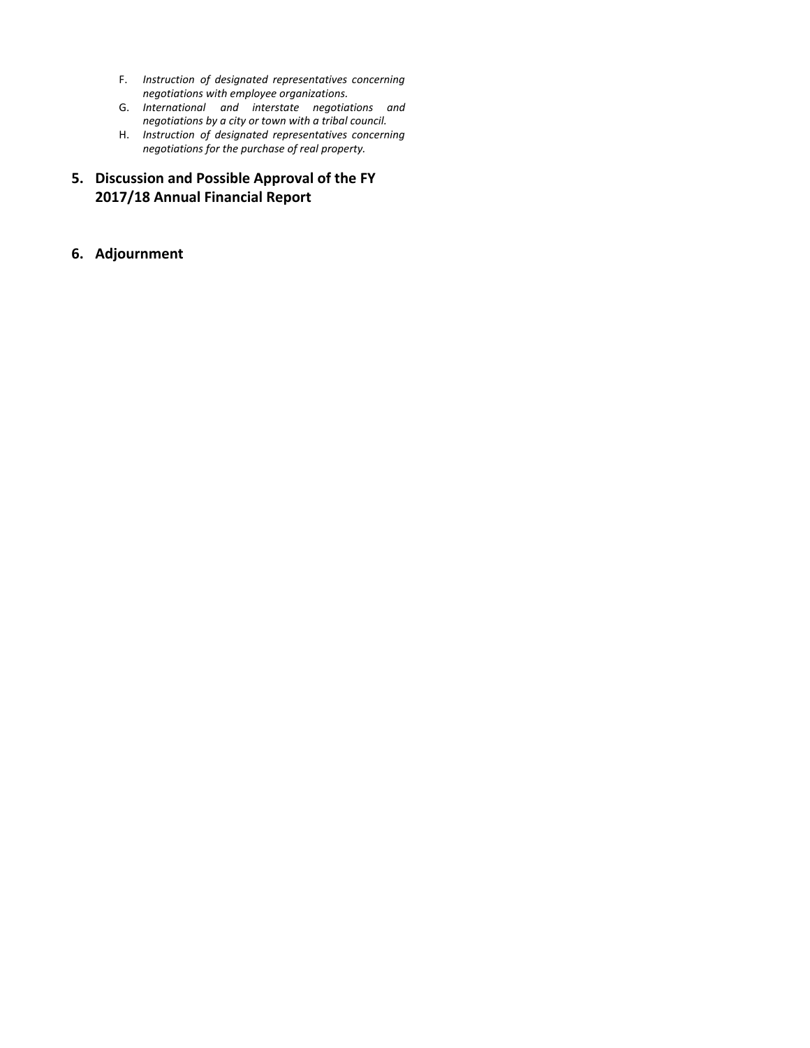F. *Instruction of designated representatives concerning negotiations with employee organizations.*
G. *International and interstate negotiations and negotiations by a city or town with a tribal council.*
H. *Instruction of designated representatives concerning negotiations for the purchase of real property.*

**5. Discussion and Possible Approval of the FY 2017/18 Annual Financial Report**

**6. Adjournment**